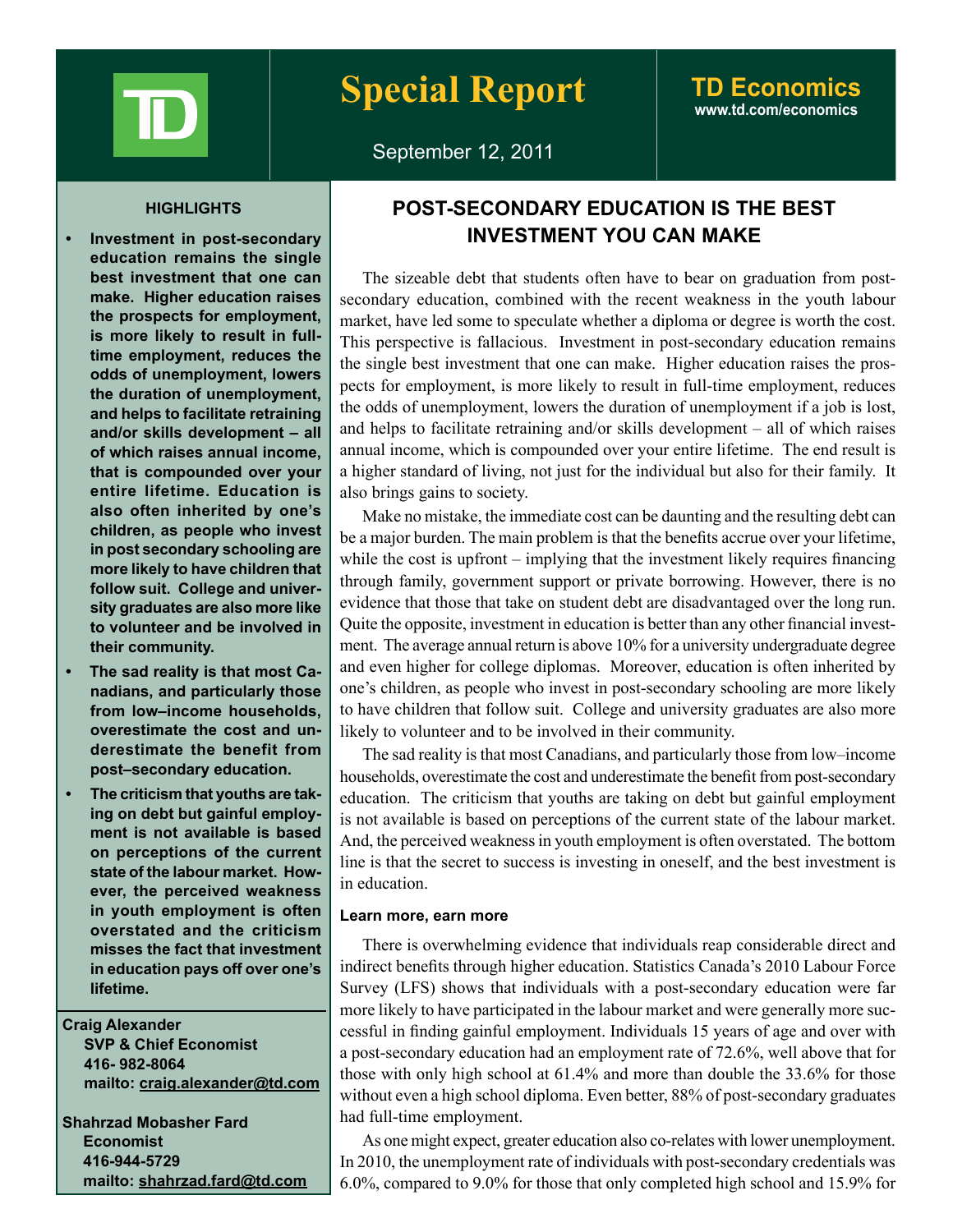Special Report

TD Economics
www.td.com/economics

September 12, 2011

# POST-SECONDARY EDUCATION IS THE BEST INVESTMENT YOU CAN MAKE

The sizeable debt that students often have to bear on graduation from post-secondary education, combined with the recent weakness in the youth labour market, have led some to speculate whether a diploma or degree is worth the cost. This perspective is fallacious. Investment in post-secondary education remains the single best investment that one can make. Higher education raises the prospects for employment, is more likely to result in full-time employment, reduces the odds of unemployment, lowers the duration of unemployment if a job is lost, and helps to facilitate retraining and/or skills development – all of which raises annual income, which is compounded over your entire lifetime. The end result is a higher standard of living, not just for the individual but also for their family. It also brings gains to society.

Make no mistake, the immediate cost can be daunting and the resulting debt can be a major burden. The main problem is that the benefits accrue over your lifetime, while the cost is upfront – implying that the investment likely requires financing through family, government support or private borrowing. However, there is no evidence that those that take on student debt are disadvantaged over the long run. Quite the opposite, investment in education is better than any other financial investment. The average annual return is above 10% for a university undergraduate degree and even higher for college diplomas. Moreover, education is often inherited by one's children, as people who invest in post-secondary schooling are more likely to have children that follow suit. College and university graduates are also more likely to volunteer and to be involved in their community.

The sad reality is that most Canadians, and particularly those from low–income households, overestimate the cost and underestimate the benefit from post-secondary education. The criticism that youths are taking on debt but gainful employment is not available is based on perceptions of the current state of the labour market. And, the perceived weakness in youth employment is often overstated. The bottom line is that the secret to success is investing in oneself, and the best investment is in education.

### Learn more, earn more

There is overwhelming evidence that individuals reap considerable direct and indirect benefits through higher education. Statistics Canada's 2010 Labour Force Survey (LFS) shows that individuals with a post-secondary education were far more likely to have participated in the labour market and were generally more successful in finding gainful employment. Individuals 15 years of age and over with a post-secondary education had an employment rate of 72.6%, well above that for those with only high school at 61.4% and more than double the 33.6% for those without even a high school diploma. Even better, 88% of post-secondary graduates had full-time employment.

As one might expect, greater education also co-relates with lower unemployment. In 2010, the unemployment rate of individuals with post-secondary credentials was 6.0%, compared to 9.0% for those that only completed high school and 15.9% for

## HIGHLIGHTS

- **Investment in post-secondary education remains the single best investment that one can make. Higher education raises the prospects for employment, is more likely to result in full-time employment, reduces the odds of unemployment, lowers the duration of unemployment, and helps to facilitate retraining and/or skills development – all of which raises annual income, that is compounded over your entire lifetime. Education is also often inherited by one's children, as people who invest in post secondary schooling are more likely to have children that follow suit. College and university graduates are also more like to volunteer and be involved in their community.**
- **The sad reality is that most Canadians, and particularly those from low–income households, overestimate the cost and underestimate the benefit from post–secondary education.**
- **The criticism that youths are taking on debt but gainful employment is not available is based on perceptions of the current state of the labour market. However, the perceived weakness in youth employment is often overstated and the criticism misses the fact that investment in education pays off over one's lifetime.**

**Craig Alexander**
**SVP & Chief Economist**
**416- 982-8064**
**mailto: craig.alexander@td.com**

**Shahrzad Mobasher Fard**
**Economist**
**416-944-5729**
**mailto: shahrzad.fard@td.com**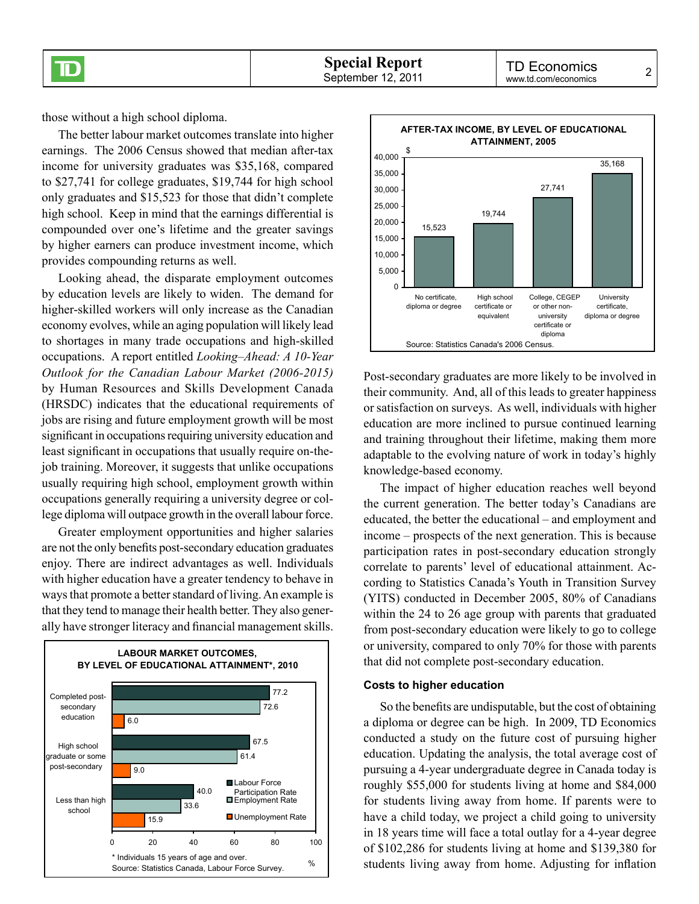those without a high school diploma.

The better labour market outcomes translate into higher earnings. The 2006 Census showed that median after-tax income for university graduates was $35,168, compared to $27,741 for college graduates, $19,744 for high school only graduates and $15,523 for those that didn't complete high school. Keep in mind that the earnings differential is compounded over one's lifetime and the greater savings by higher earners can produce investment income, which provides compounding returns as well.

Looking ahead, the disparate employment outcomes by education levels are likely to widen. The demand for higher-skilled workers will only increase as the Canadian economy evolves, while an aging population will likely lead to shortages in many trade occupations and high-skilled occupations. A report entitled *Looking–Ahead: A 10-Year Outlook for the Canadian Labour Market (2006-2015)* by Human Resources and Skills Development Canada (HRSDC) indicates that the educational requirements of jobs are rising and future employment growth will be most significant in occupations requiring university education and least significant in occupations that usually require on-the-job training. Moreover, it suggests that unlike occupations usually requiring high school, employment growth within occupations generally requiring a university degree or college diploma will outpace growth in the overall labour force.

Greater employment opportunities and higher salaries are not the only benefits post-secondary education graduates enjoy. There are indirect advantages as well. Individuals with higher education have a greater tendency to behave in ways that promote a better standard of living. An example is that they tend to manage their health better. They also generally have stronger literacy and financial management skills.

**LABOUR MARKET OUTCOMES, BY LEVEL OF EDUCATIONAL ATTAINMENT*, 2010**

| | Labour Force Participation Rate (%) | Employment Rate (%) | Unemployment Rate (%) |
|---|---|---|---|
| Completed post-secondary education | 77.2 | 72.6 | 6.0 |
| High school graduate or some post-secondary | 67.5 | 61.4 | 9.0 |
| Less than high school | 40.0 | 33.6 | 15.9 |

\* Individuals 15 years of age and over.
Source: Statistics Canada, Labour Force Survey.

**AFTER-TAX INCOME, BY LEVEL OF EDUCATIONAL ATTAINMENT, 2005**

| Level of educational attainment | $ |
|---|---|
| No certificate, diploma or degree | 15,523 |
| High school certificate or equivalent | 19,744 |
| College, CEGEP or other non-university certificate or diploma | 27,741 |
| University certificate, diploma or degree | 35,168 |

Source: Statistics Canada's 2006 Census.

Post-secondary graduates are more likely to be involved in their community. And, all of this leads to greater happiness or satisfaction on surveys. As well, individuals with higher education are more inclined to pursue continued learning and training throughout their lifetime, making them more adaptable to the evolving nature of work in today's highly knowledge-based economy.

The impact of higher education reaches well beyond the current generation. The better today's Canadians are educated, the better the educational – and employment and income – prospects of the next generation. This is because participation rates in post-secondary education strongly correlate to parents' level of educational attainment. According to Statistics Canada's Youth in Transition Survey (YITS) conducted in December 2005, 80% of Canadians within the 24 to 26 age group with parents that graduated from post-secondary education were likely to go to college or university, compared to only 70% for those with parents that did not complete post-secondary education.

### Costs to higher education

So the benefits are undisputable, but the cost of obtaining a diploma or degree can be high. In 2009, TD Economics conducted a study on the future cost of pursuing higher education. Updating the analysis, the total average cost of pursuing a 4-year undergraduate degree in Canada today is roughly $55,000 for students living at home and $84,000 for students living away from home. If parents were to have a child today, we project a child going to university in 18 years time will face a total outlay for a 4-year degree of $102,286 for students living at home and $139,380 for students living away from home. Adjusting for inflation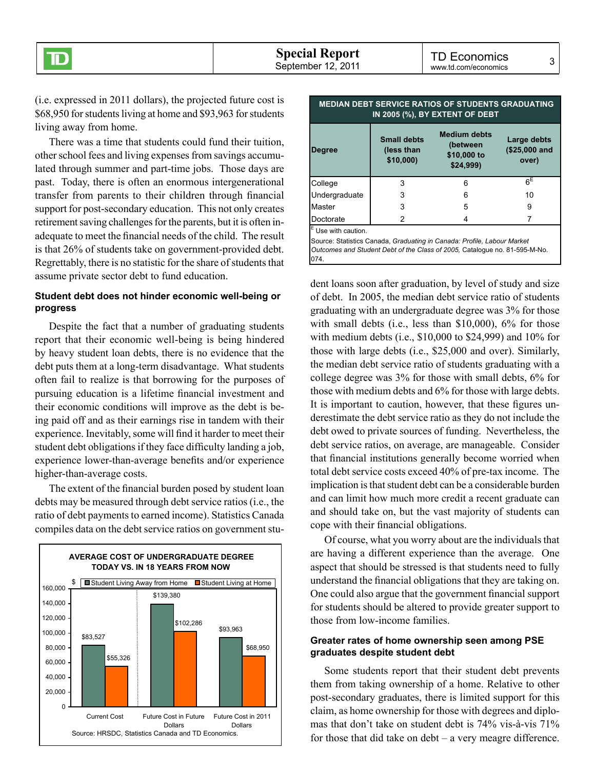(i.e. expressed in 2011 dollars), the projected future cost is $68,950 for students living at home and $93,963 for students living away from home.

There was a time that students could fund their tuition, other school fees and living expenses from savings accumulated through summer and part-time jobs. Those days are past. Today, there is often an enormous intergenerational transfer from parents to their children through financial support for post-secondary education. This not only creates retirement saving challenges for the parents, but it is often inadequate to meet the financial needs of the child. The result is that 26% of students take on government-provided debt. Regrettably, there is no statistic for the share of students that assume private sector debt to fund education.

#### Student debt does not hinder economic well-being or progress

Despite the fact that a number of graduating students report that their economic well-being is being hindered by heavy student loan debts, there is no evidence that the debt puts them at a long-term disadvantage. What students often fail to realize is that borrowing for the purposes of pursuing education is a lifetime financial investment and their economic conditions will improve as the debt is being paid off and as their earnings rise in tandem with their experience. Inevitably, some will find it harder to meet their student debt obligations if they face difficulty landing a job, experience lower-than-average benefits and/or experience higher-than-average costs.

The extent of the financial burden posed by student loan debts may be measured through debt service ratios (i.e., the ratio of debt payments to earned income). Statistics Canada compiles data on the debt service ratios on government student loans soon after graduation, by level of study and size of debt. In 2005, the median debt service ratio of students graduating with an undergraduate degree was 3% for those with small debts (i.e., less than $10,000), 6% for those with medium debts (i.e., $10,000 to $24,999) and 10% for those with large debts (i.e., $25,000 and over). Similarly, the median debt service ratio of students graduating with a college degree was 3% for those with small debts, 6% for those with medium debts and 6% for those with large debts. It is important to caution, however, that these figures underestimate the debt service ratio as they do not include the debt owed to private sources of funding. Nevertheless, the debt service ratios, on average, are manageable. Consider that financial institutions generally become worried when total debt service costs exceed 40% of pre-tax income. The implication is that student debt can be a considerable burden and can limit how much more credit a recent graduate can and should take on, but the vast majority of students can cope with their financial obligations.

**AVERAGE COST OF UNDERGRADUATE DEGREE TODAY VS. IN 18 YEARS FROM NOW**

| ($) | Student Living Away from Home | Student Living at Home |
|---|---|---|
| Current Cost | $83,527 | $55,326 |
| Future Cost in Future Dollars | $139,380 | $102,286 |
| Future Cost in 2011 Dollars | $93,963 | $68,950 |

Source: HRSDC, Statistics Canada and TD Economics.

**MEDIAN DEBT SERVICE RATIOS OF STUDENTS GRADUATING IN 2005 (%), BY EXTENT OF DEBT**

| Degree | Small debts (less than $10,000) | Medium debts (between $10,000 to $24,999) | Large debts ($25,000 and over) |
|---|---|---|---|
| College | 3 | 6 | 6[E] |
| Undergraduate | 3 | 6 | 10 |
| Master | 3 | 5 | 9 |
| Doctorate | 2 | 4 | 7 |

[E] Use with caution.

Source: Statistics Canada, *Graduating in Canada: Profile, Labour Market Outcomes and Student Debt of the Class of 2005,* Catalogue no. 81-595-M-No. 074.

Of course, what you worry about are the individuals that are having a different experience than the average. One aspect that should be stressed is that students need to fully understand the financial obligations that they are taking on. One could also argue that the government financial support for students should be altered to provide greater support to those from low-income families.

#### Greater rates of home ownership seen among PSE graduates despite student debt

Some students report that their student debt prevents them from taking ownership of a home. Relative to other post-secondary graduates, there is limited support for this claim, as home ownership for those with degrees and diplomas that don't take on student debt is 74% vis-à-vis 71% for those that did take on debt – a very meagre difference.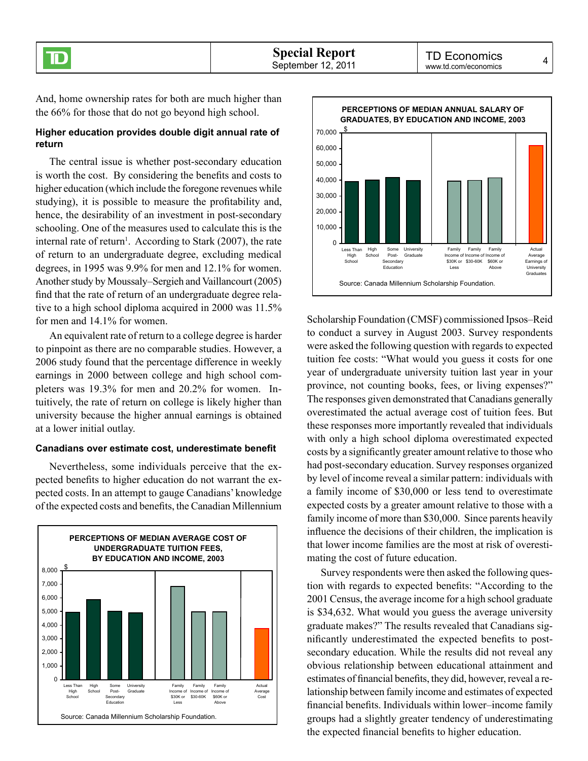And, home ownership rates for both are much higher than the 66% for those that do not go beyond high school.

### Higher education provides double digit annual rate of return

The central issue is whether post-secondary education is worth the cost. By considering the benefits and costs to higher education (which include the foregone revenues while studying), it is possible to measure the profitability and, hence, the desirability of an investment in post-secondary schooling. One of the measures used to calculate this is the internal rate of return[1]. According to Stark (2007), the rate of return to an undergraduate degree, excluding medical degrees, in 1995 was 9.9% for men and 12.1% for women. Another study by Moussaly–Sergieh and Vaillancourt (2005) find that the rate of return of an undergraduate degree relative to a high school diploma acquired in 2000 was 11.5% for men and 14.1% for women.

An equivalent rate of return to a college degree is harder to pinpoint as there are no comparable studies. However, a 2006 study found that the percentage difference in weekly earnings in 2000 between college and high school completers was 19.3% for men and 20.2% for women. Intuitively, the rate of return on college is likely higher than university because the higher annual earnings is obtained at a lower initial outlay.

### Canadians over estimate cost, underestimate benefit

Nevertheless, some individuals perceive that the expected benefits to higher education do not warrant the expected costs. In an attempt to gauge Canadians' knowledge of the expected costs and benefits, the Canadian Millennium Scholarship Foundation (CMSF) commissioned Ipsos–Reid to conduct a survey in August 2003. Survey respondents were asked the following question with regards to expected tuition fee costs: "What would you guess it costs for one year of undergraduate university tuition last year in your province, not counting books, fees, or living expenses?" The responses given demonstrated that Canadians generally overestimated the actual average cost of tuition fees. But these responses more importantly revealed that individuals with only a high school diploma overestimated expected costs by a significantly greater amount relative to those who had post-secondary education. Survey responses organized by level of income reveal a similar pattern: individuals with a family income of $30,000 or less tend to overestimate expected costs by a greater amount relative to those with a family income of more than $30,000. Since parents heavily influence the decisions of their children, the implication is that lower income families are the most at risk of overestimating the cost of future education.

Survey respondents were then asked the following question with regards to expected benefits: "According to the 2001 Census, the average income for a high school graduate is $34,632. What would you guess the average university graduate makes?" The results revealed that Canadians significantly underestimated the expected benefits to post-secondary education. While the results did not reveal any obvious relationship between educational attainment and estimates of financial benefits, they did, however, reveal a relationship between family income and estimates of expected financial benefits. Individuals within lower–income family groups had a slightly greater tendency of underestimating the expected financial benefits to higher education.

**PERCEPTIONS OF MEDIAN AVERAGE COST OF UNDERGRADUATE TUITION FEES, BY EDUCATION AND INCOME, 2003**

Source: Canada Millennium Scholarship Foundation.

**PERCEPTIONS OF MEDIAN ANNUAL SALARY OF GRADUATES, BY EDUCATION AND INCOME, 2003**

Source: Canada Millennium Scholarship Foundation.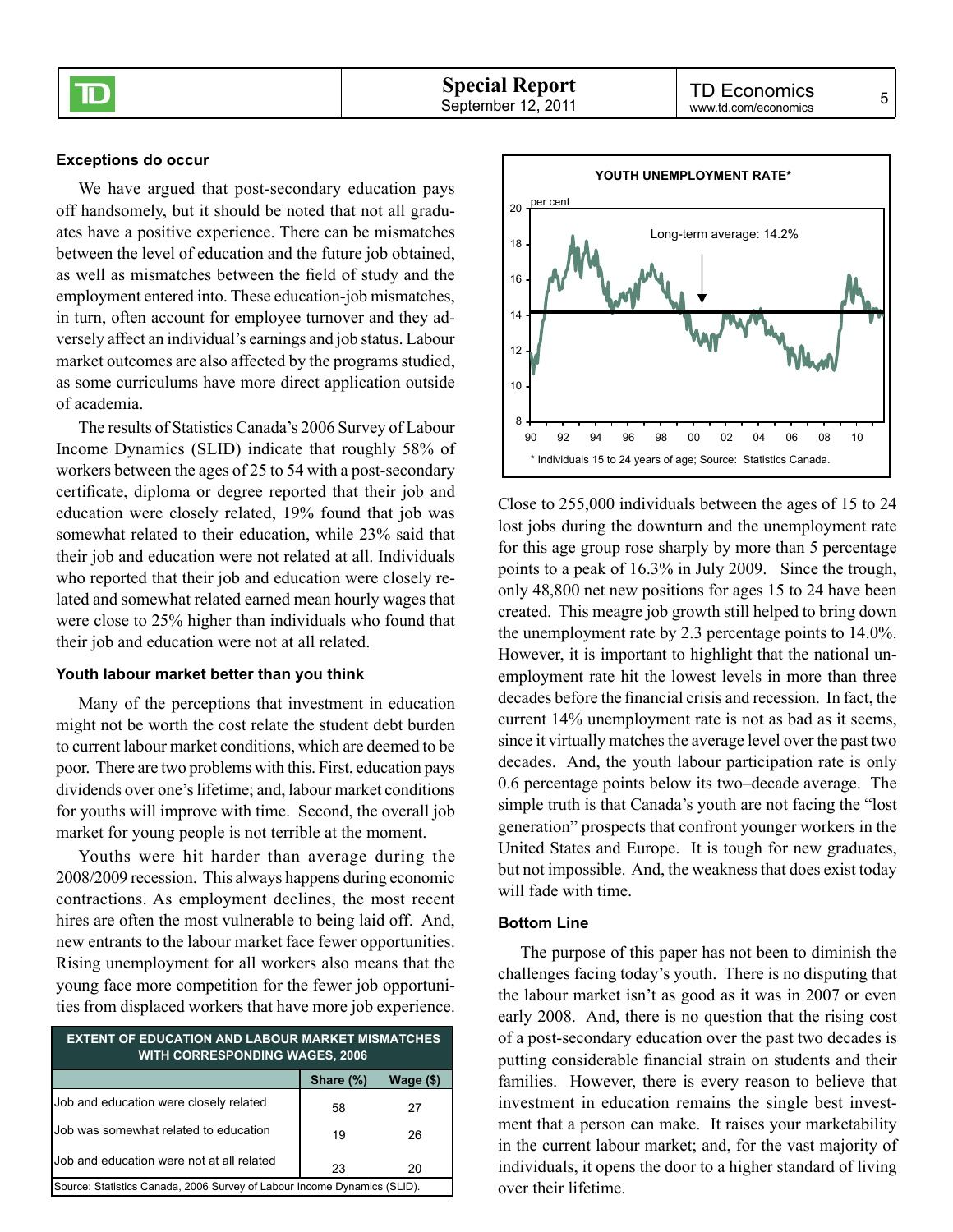### Exceptions do occur

We have argued that post-secondary education pays off handsomely, but it should be noted that not all graduates have a positive experience. There can be mismatches between the level of education and the future job obtained, as well as mismatches between the field of study and the employment entered into. These education-job mismatches, in turn, often account for employee turnover and they adversely affect an individual's earnings and job status. Labour market outcomes are also affected by the programs studied, as some curriculums have more direct application outside of academia.

The results of Statistics Canada's 2006 Survey of Labour Income Dynamics (SLID) indicate that roughly 58% of workers between the ages of 25 to 54 with a post-secondary certificate, diploma or degree reported that their job and education were closely related, 19% found that job was somewhat related to their education, while 23% said that their job and education were not related at all. Individuals who reported that their job and education were closely related and somewhat related earned mean hourly wages that were close to 25% higher than individuals who found that their job and education were not at all related.

### Youth labour market better than you think

Many of the perceptions that investment in education might not be worth the cost relate the student debt burden to current labour market conditions, which are deemed to be poor. There are two problems with this. First, education pays dividends over one's lifetime; and, labour market conditions for youths will improve with time. Second, the overall job market for young people is not terrible at the moment.

Youths were hit harder than average during the 2008/2009 recession. This always happens during economic contractions. As employment declines, the most recent hires are often the most vulnerable to being laid off. And, new entrants to the labour market face fewer opportunities. Rising unemployment for all workers also means that the young face more competition for the fewer job opportunities from displaced workers that have more job experience.

**EXTENT OF EDUCATION AND LABOUR MARKET MISMATCHES WITH CORRESPONDING WAGES, 2006**

| | Share (%) | Wage ($) |
|---|---|---|
| Job and education were closely related | 58 | 27 |
| Job was somewhat related to education | 19 | 26 |
| Job and education were not at all related | 23 | 20 |

Source: Statistics Canada, 2006 Survey of Labour Income Dynamics (SLID).

**YOUTH UNEMPLOYMENT RATE***

\* Individuals 15 to 24 years of age; Source: Statistics Canada.

Close to 255,000 individuals between the ages of 15 to 24 lost jobs during the downturn and the unemployment rate for this age group rose sharply by more than 5 percentage points to a peak of 16.3% in July 2009. Since the trough, only 48,800 net new positions for ages 15 to 24 have been created. This meagre job growth still helped to bring down the unemployment rate by 2.3 percentage points to 14.0%. However, it is important to highlight that the national unemployment rate hit the lowest levels in more than three decades before the financial crisis and recession. In fact, the current 14% unemployment rate is not as bad as it seems, since it virtually matches the average level over the past two decades. And, the youth labour participation rate is only 0.6 percentage points below its two–decade average. The simple truth is that Canada's youth are not facing the "lost generation" prospects that confront younger workers in the United States and Europe. It is tough for new graduates, but not impossible. And, the weakness that does exist today will fade with time.

### Bottom Line

The purpose of this paper has not been to diminish the challenges facing today's youth. There is no disputing that the labour market isn't as good as it was in 2007 or even early 2008. And, there is no question that the rising cost of a post-secondary education over the past two decades is putting considerable financial strain on students and their families. However, there is every reason to believe that investment in education remains the single best investment that a person can make. It raises your marketability in the current labour market; and, for the vast majority of individuals, it opens the door to a higher standard of living over their lifetime.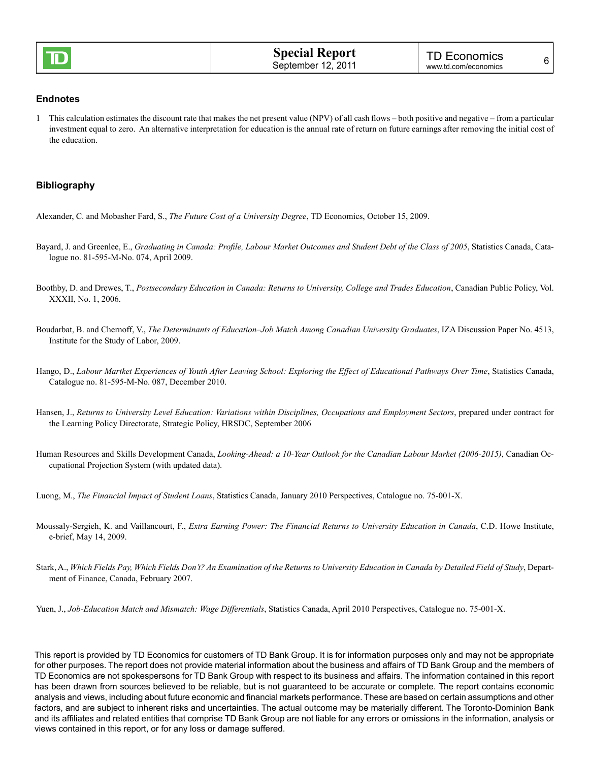## Endnotes

1 This calculation estimates the discount rate that makes the net present value (NPV) of all cash flows – both positive and negative – from a particular investment equal to zero. An alternative interpretation for education is the annual rate of return on future earnings after removing the initial cost of the education.

## Bibliography

Alexander, C. and Mobasher Fard, S., *The Future Cost of a University Degree*, TD Economics, October 15, 2009.

Bayard, J. and Greenlee, E., *Graduating in Canada: Profile, Labour Market Outcomes and Student Debt of the Class of 2005*, Statistics Canada, Catalogue no. 81-595-M-No. 074, April 2009.

Boothby, D. and Drewes, T., *Postsecondary Education in Canada: Returns to University, College and Trades Education*, Canadian Public Policy, Vol. XXXII, No. 1, 2006.

Boudarbat, B. and Chernoff, V., *The Determinants of Education–Job Match Among Canadian University Graduates*, IZA Discussion Paper No. 4513, Institute for the Study of Labor, 2009.

Hango, D., *Labour Martket Experiences of Youth After Leaving School: Exploring the Effect of Educational Pathways Over Time*, Statistics Canada, Catalogue no. 81-595-M-No. 087, December 2010.

Hansen, J., *Returns to University Level Education: Variations within Disciplines, Occupations and Employment Sectors*, prepared under contract for the Learning Policy Directorate, Strategic Policy, HRSDC, September 2006

Human Resources and Skills Development Canada, *Looking-Ahead: a 10-Year Outlook for the Canadian Labour Market (2006-2015)*, Canadian Occupational Projection System (with updated data).

Luong, M., *The Financial Impact of Student Loans*, Statistics Canada, January 2010 Perspectives, Catalogue no. 75-001-X.

Moussaly-Sergieh, K. and Vaillancourt, F., *Extra Earning Power: The Financial Returns to University Education in Canada*, C.D. Howe Institute, e-brief, May 14, 2009.

Stark, A., *Which Fields Pay, Which Fields Don't? An Examination of the Returns to University Education in Canada by Detailed Field of Study*, Department of Finance, Canada, February 2007.

Yuen, J., *Job-Education Match and Mismatch: Wage Differentials*, Statistics Canada, April 2010 Perspectives, Catalogue no. 75-001-X.

This report is provided by TD Economics for customers of TD Bank Group. It is for information purposes only and may not be appropriate for other purposes. The report does not provide material information about the business and affairs of TD Bank Group and the members of TD Economics are not spokespersons for TD Bank Group with respect to its business and affairs. The information contained in this report has been drawn from sources believed to be reliable, but is not guaranteed to be accurate or complete. The report contains economic analysis and views, including about future economic and financial markets performance. These are based on certain assumptions and other factors, and are subject to inherent risks and uncertainties. The actual outcome may be materially different. The Toronto-Dominion Bank and its affiliates and related entities that comprise TD Bank Group are not liable for any errors or omissions in the information, analysis or views contained in this report, or for any loss or damage suffered.